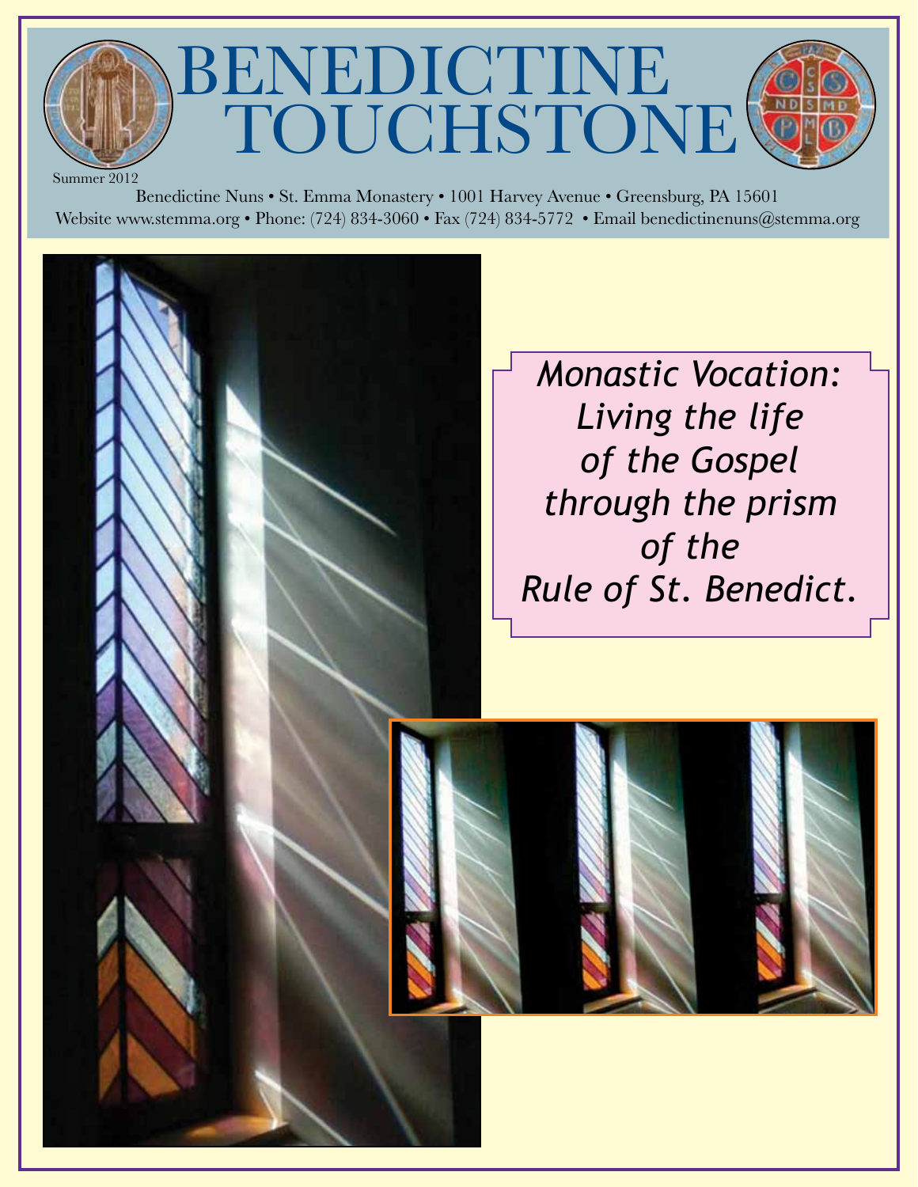# BENEDICTINE TOUCHSTONE

Summer 2012

Benedictine Nuns • St. Emma Monastery • 1001 Harvey Avenue • Greensburg, PA 15601
Website www.stemma.org • Phone: (724) 834-3060 • Fax (724) 834-5772 • Email benedictinenuns@stemma.org

*Monastic Vocation: Living the life of the Gospel through the prism of the Rule of St. Benedict.*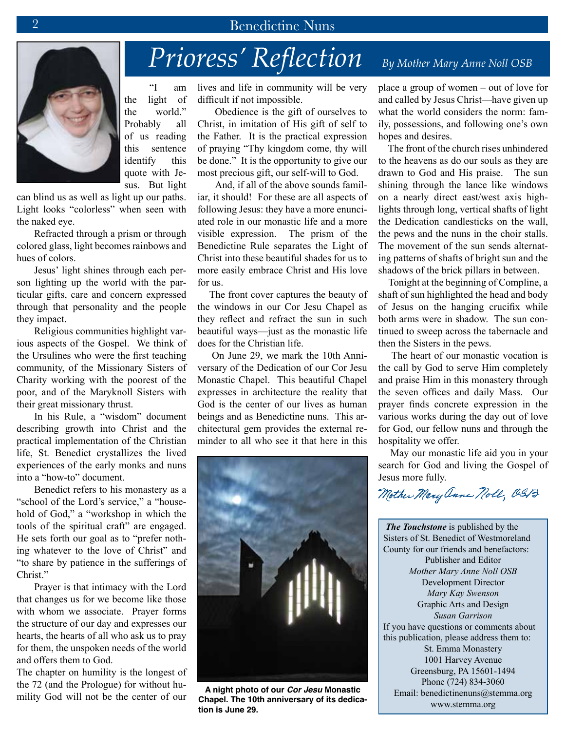# Prioress' Reflection

*By Mother Mary Anne Noll OSB*

"I am the light of the world." Probably all of us reading this sentence identify this quote with Jesus. But light can blind us as well as light up our paths. Light looks "colorless" when seen with the naked eye.

Refracted through a prism or through colored glass, light becomes rainbows and hues of colors.

Jesus' light shines through each person lighting up the world with the particular gifts, care and concern expressed through that personality and the people they impact.

Religious communities highlight various aspects of the Gospel. We think of the Ursulines who were the first teaching community, of the Missionary Sisters of Charity working with the poorest of the poor, and of the Maryknoll Sisters with their great missionary thrust.

In his Rule, a "wisdom" document describing growth into Christ and the practical implementation of the Christian life, St. Benedict crystallizes the lived experiences of the early monks and nuns into a "how-to" document.

Benedict refers to his monastery as a "school of the Lord's service," a "household of God," a "workshop in which the tools of the spiritual craft" are engaged. He sets forth our goal as to "prefer nothing whatever to the love of Christ" and "to share by patience in the sufferings of Christ."

Prayer is that intimacy with the Lord that changes us for we become like those with whom we associate. Prayer forms the structure of our day and expresses our hearts, the hearts of all who ask us to pray for them, the unspoken needs of the world and offers them to God.

The chapter on humility is the longest of the 72 (and the Prologue) for without humility God will not be the center of our lives and life in community will be very difficult if not impossible.

Obedience is the gift of ourselves to Christ, in imitation of His gift of self to the Father. It is the practical expression of praying "Thy kingdom come, thy will be done." It is the opportunity to give our most precious gift, our self-will to God.

And, if all of the above sounds familiar, it should! For these are all aspects of following Jesus: they have a more enunciated role in our monastic life and a more visible expression. The prism of the Benedictine Rule separates the Light of Christ into these beautiful shades for us to more easily embrace Christ and His love for us.

The front cover captures the beauty of the windows in our Cor Jesu Chapel as they reflect and refract the sun in such beautiful ways—just as the monastic life does for the Christian life.

On June 29, we mark the 10th Anniversary of the Dedication of our Cor Jesu Monastic Chapel. This beautiful Chapel expresses in architecture the reality that God is the center of our lives as human beings and as Benedictine nuns. This architectural gem provides the external reminder to all who see it that here in this place a group of women – out of love for and called by Jesus Christ—have given up what the world considers the norm: family, possessions, and following one's own hopes and desires.

**A night photo of our *Cor Jesu* Monastic Chapel. The 10th anniversary of its dedication is June 29.**

The front of the church rises unhindered to the heavens as do our souls as they are drawn to God and His praise. The sun shining through the lance like windows on a nearly direct east/west axis highlights through long, vertical shafts of light the Dedication candlesticks on the wall, the pews and the nuns in the choir stalls. The movement of the sun sends alternating patterns of shafts of bright sun and the shadows of the brick pillars in between.

Tonight at the beginning of Compline, a shaft of sun highlighted the head and body of Jesus on the hanging crucifix while both arms were in shadow. The sun continued to sweep across the tabernacle and then the Sisters in the pews.

The heart of our monastic vocation is the call by God to serve Him completely and praise Him in this monastery through the seven offices and daily Mass. Our prayer finds concrete expression in the various works during the day out of love for God, our fellow nuns and through the hospitality we offer.

May our monastic life aid you in your search for God and living the Gospel of Jesus more fully.

*Mother Mary Anne Noll, OSB*

---

***The Touchstone*** is published by the Sisters of St. Benedict of Westmoreland County for our friends and benefactors:

Publisher and Editor
*Mother Mary Anne Noll OSB*

Development Director
*Mary Kay Swenson*

Graphic Arts and Design
*Susan Garrison*

If you have questions or comments about this publication, please address them to:

St. Emma Monastery
1001 Harvey Avenue
Greensburg, PA 15601-1494
Phone (724) 834-3060
Email: benedictinenuns@stemma.org
www.stemma.org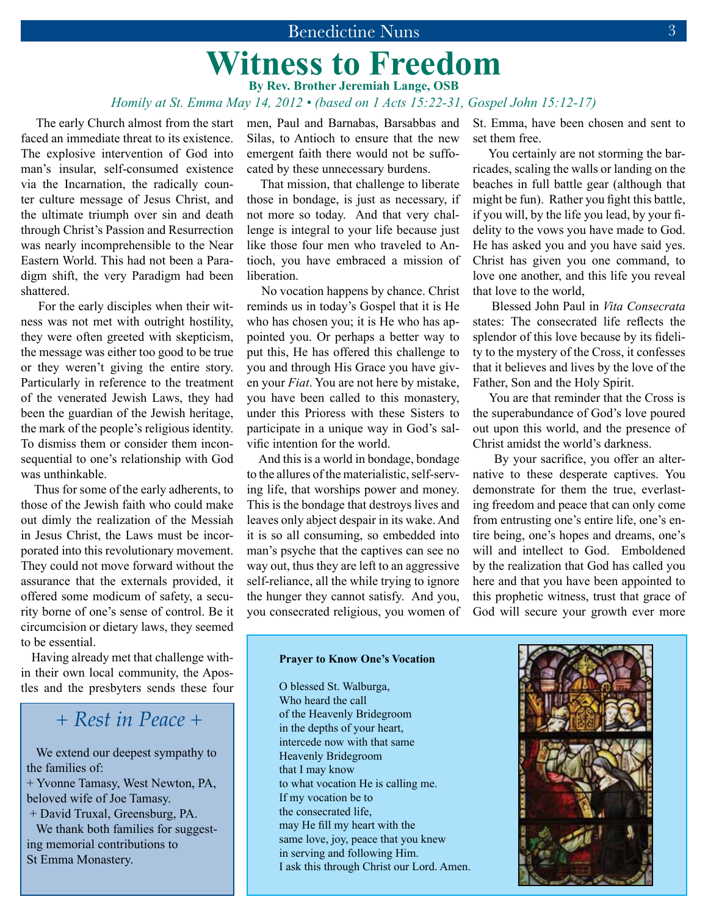# Witness to Freedom

**By Rev. Brother Jeremiah Lange, OSB**

*Homily at St. Emma May 14, 2012 • (based on 1 Acts 15:22-31, Gospel John 15:12-17)*

The early Church almost from the start faced an immediate threat to its existence. The explosive intervention of God into man's insular, self-consumed existence via the Incarnation, the radically counter culture message of Jesus Christ, and the ultimate triumph over sin and death through Christ's Passion and Resurrection was nearly incomprehensible to the Near Eastern World. This had not been a Paradigm shift, the very Paradigm had been shattered.

For the early disciples when their witness was not met with outright hostility, they were often greeted with skepticism, the message was either too good to be true or they weren't giving the entire story. Particularly in reference to the treatment of the venerated Jewish Laws, they had been the guardian of the Jewish heritage, the mark of the people's religious identity. To dismiss them or consider them inconsequential to one's relationship with God was unthinkable.

Thus for some of the early adherents, to those of the Jewish faith who could make out dimly the realization of the Messiah in Jesus Christ, the Laws must be incorporated into this revolutionary movement. They could not move forward without the assurance that the externals provided, it offered some modicum of safety, a security borne of one's sense of control. Be it circumcision or dietary laws, they seemed to be essential.

Having already met that challenge within their own local community, the Apostles and the presbyters sends these four men, Paul and Barnabas, Barsabbas and Silas, to Antioch to ensure that the new emergent faith there would not be suffocated by these unnecessary burdens.

That mission, that challenge to liberate those in bondage, is just as necessary, if not more so today. And that very challenge is integral to your life because just like those four men who traveled to Antioch, you have embraced a mission of liberation.

No vocation happens by chance. Christ reminds us in today's Gospel that it is He who has chosen you; it is He who has appointed you. Or perhaps a better way to put this, He has offered this challenge to you and through His Grace you have given your *Fiat*. You are not here by mistake, you have been called to this monastery, under this Prioress with these Sisters to participate in a unique way in God's salvific intention for the world.

And this is a world in bondage, bondage to the allures of the materialistic, self-serving life, that worships power and money. This is the bondage that destroys lives and leaves only abject despair in its wake. And it is so all consuming, so embedded into man's psyche that the captives can see no way out, thus they are left to an aggressive self-reliance, all the while trying to ignore the hunger they cannot satisfy. And you, you consecrated religious, you women of St. Emma, have been chosen and sent to set them free.

You certainly are not storming the barricades, scaling the walls or landing on the beaches in full battle gear (although that might be fun). Rather you fight this battle, if you will, by the life you lead, by your fidelity to the vows you have made to God. He has asked you and you have said yes. Christ has given you one command, to love one another, and this life you reveal that love to the world,

Blessed John Paul in *Vita Consecrata* states: The consecrated life reflects the splendor of this love because by its fidelity to the mystery of the Cross, it confesses that it believes and lives by the love of the Father, Son and the Holy Spirit.

You are that reminder that the Cross is the superabundance of God's love poured out upon this world, and the presence of Christ amidst the world's darkness.

By your sacrifice, you offer an alternative to these desperate captives. You demonstrate for them the true, everlasting freedom and peace that can only come from entrusting one's entire life, one's entire being, one's hopes and dreams, one's will and intellect to God. Emboldened by the realization that God has called you here and that you have been appointed to this prophetic witness, trust that grace of God will secure your growth ever more

## *+ Rest in Peace +*

We extend our deepest sympathy to the families of:

+ Yvonne Tamasy, West Newton, PA, beloved wife of Joe Tamasy.

+ David Truxal, Greensburg, PA.

We thank both families for suggesting memorial contributions to St Emma Monastery.

**Prayer to Know One's Vocation**

O blessed St. Walburga,
Who heard the call
of the Heavenly Bridegroom
in the depths of your heart,
intercede now with that same
Heavenly Bridegroom
that I may know
to what vocation He is calling me.
If my vocation be to
the consecrated life,
may He fill my heart with the
same love, joy, peace that you knew
in serving and following Him.
I ask this through Christ our Lord. Amen.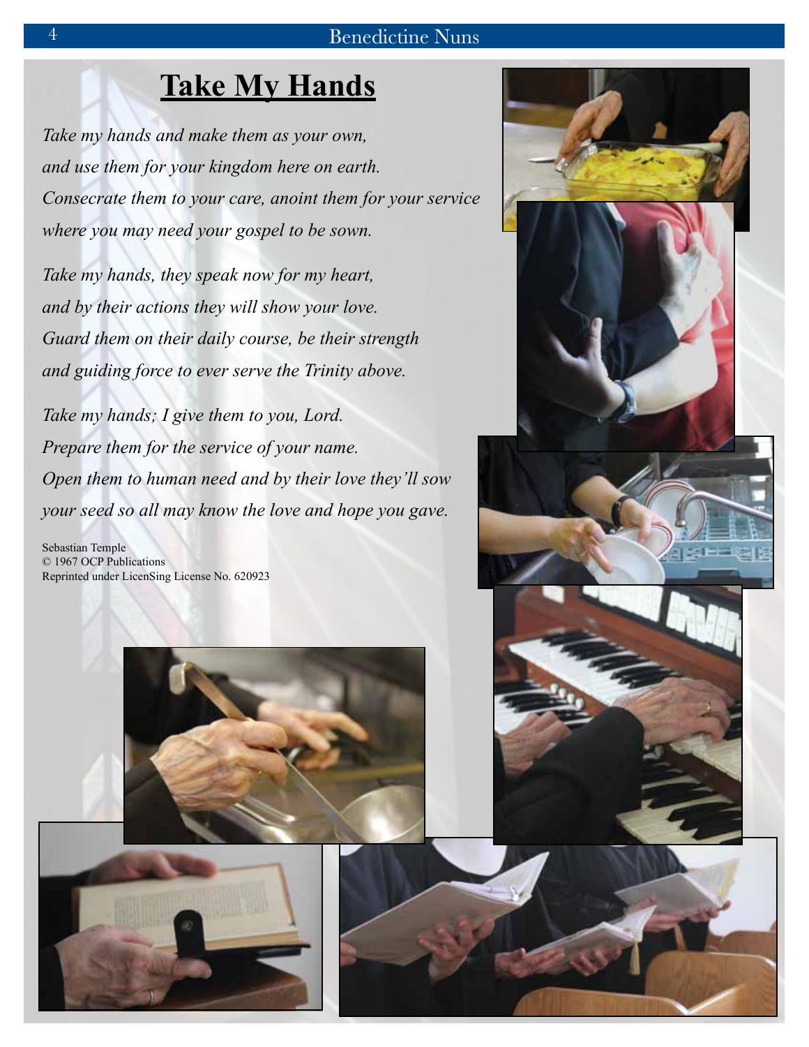# Take My Hands

*Take my hands and make them as your own,*
*and use them for your kingdom here on earth.*
*Consecrate them to your care, anoint them for your service*
*where you may need your gospel to be sown.*

*Take my hands, they speak now for my heart,*
*and by their actions they will show your love.*
*Guard them on their daily course, be their strength*
*and guiding force to ever serve the Trinity above.*

*Take my hands; I give them to you, Lord.*
*Prepare them for the service of your name.*
*Open them to human need and by their love they'll sow*
*your seed so all may know the love and hope you gave.*

Sebastian Temple
© 1967 OCP Publications
Reprinted under LicenSing License No. 620923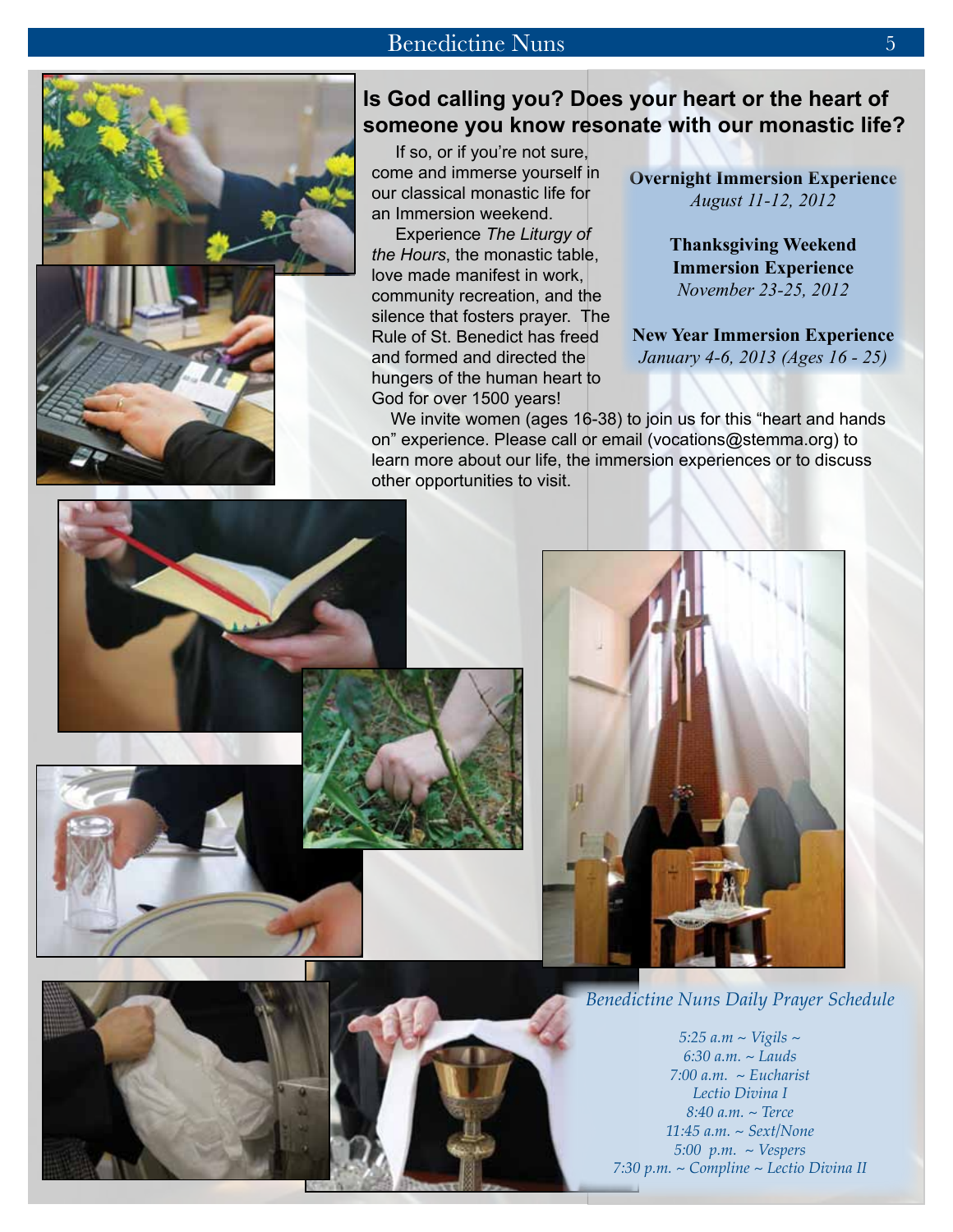## Is God calling you? Does your heart or the heart of someone you know resonate with our monastic life?

If so, or if you're not sure, come and immerse yourself in our classical monastic life for an Immersion weekend.

Experience *The Liturgy of the Hours*, the monastic table, love made manifest in work, community recreation, and the silence that fosters prayer. The Rule of St. Benedict has freed and formed and directed the hungers of the human heart to God for over 1500 years!

**Overnight Immersion Experience**
*August 11-12, 2012*

**Thanksgiving Weekend Immersion Experience**
*November 23-25, 2012*

**New Year Immersion Experience**
*January 4-6, 2013 (Ages 16 - 25)*

We invite women (ages 16-38) to join us for this "heart and hands on" experience. Please call or email (vocations@stemma.org) to learn more about our life, the immersion experiences or to discuss other opportunities to visit.

*Benedictine Nuns Daily Prayer Schedule*

*5:25 a.m ~ Vigils ~*
*6:30 a.m. ~ Lauds*
*7:00 a.m. ~ Eucharist*
*Lectio Divina I*
*8:40 a.m. ~ Terce*
*11:45 a.m. ~ Sext/None*
*5:00 p.m. ~ Vespers*
*7:30 p.m. ~ Compline ~ Lectio Divina II*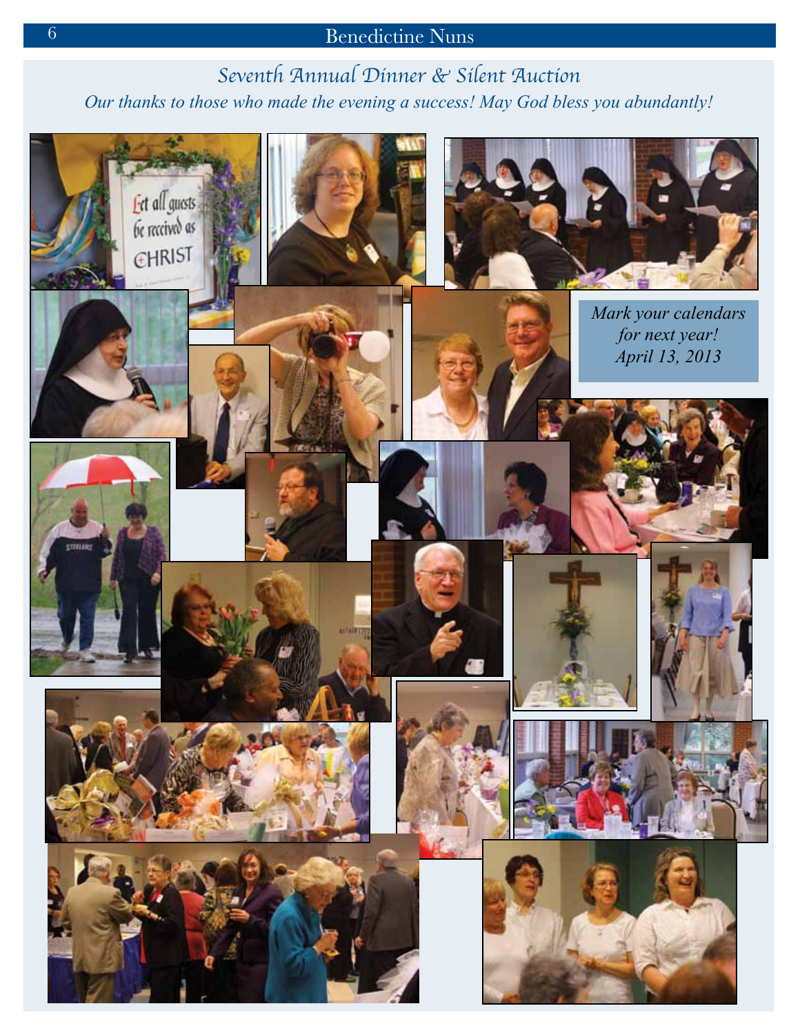## *Seventh Annual Dinner & Silent Auction*

*Our thanks to those who made the evening a success! May God bless you abundantly!*

*Mark your calendars for next year! April 13, 2013*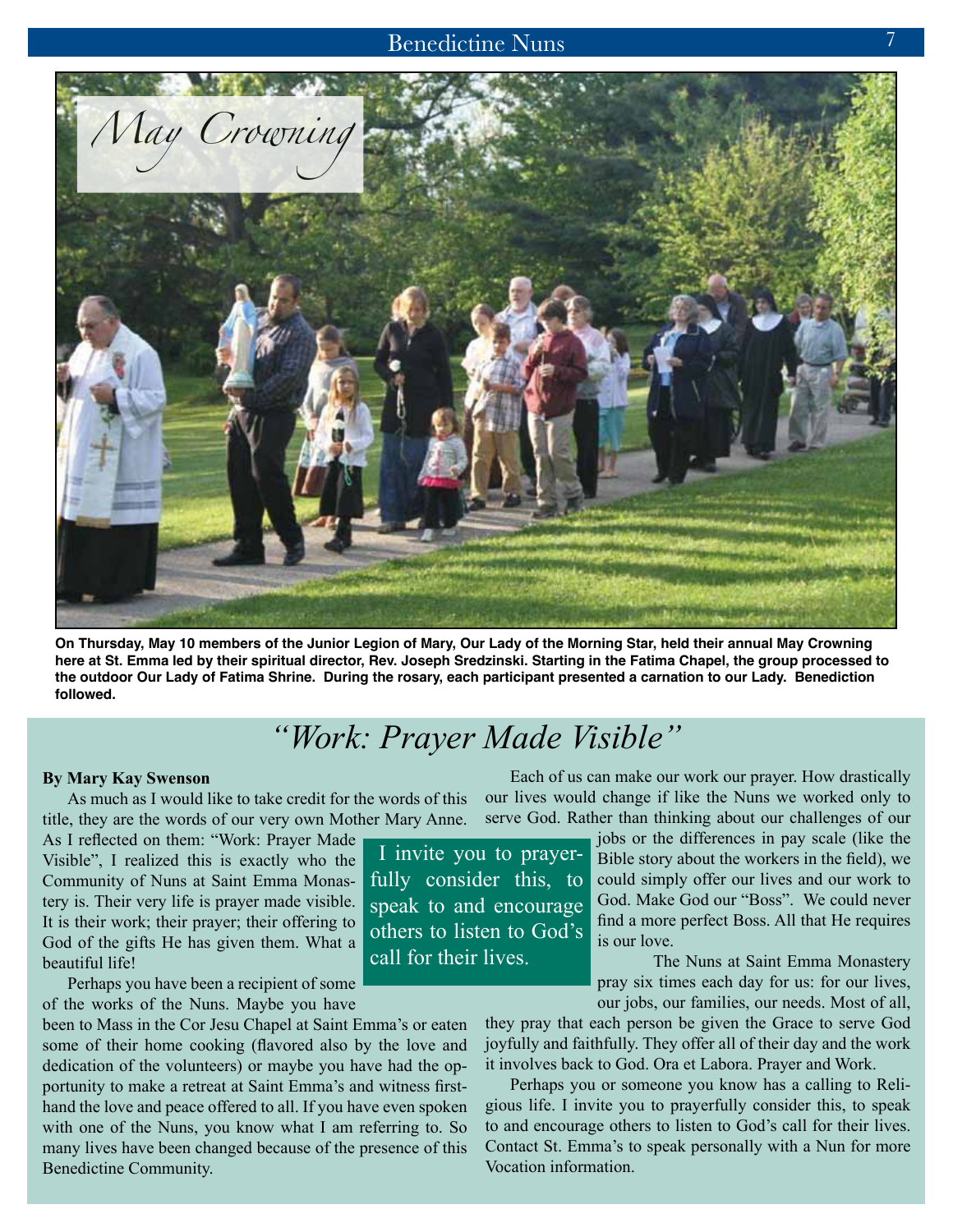# May Crowning

**On Thursday, May 10 members of the Junior Legion of Mary, Our Lady of the Morning Star, held their annual May Crowning here at St. Emma led by their spiritual director, Rev. Joseph Sredzinski. Starting in the Fatima Chapel, the group processed to the outdoor Our Lady of Fatima Shrine. During the rosary, each participant presented a carnation to our Lady. Benediction followed.**

## *"Work: Prayer Made Visible"*

**By Mary Kay Swenson**

As much as I would like to take credit for the words of this title, they are the words of our very own Mother Mary Anne. As I reflected on them: "Work: Prayer Made Visible", I realized this is exactly who the Community of Nuns at Saint Emma Monastery is. Their very life is prayer made visible. It is their work; their prayer; their offering to God of the gifts He has given them. What a beautiful life!

Perhaps you have been a recipient of some of the works of the Nuns. Maybe you have been to Mass in the Cor Jesu Chapel at Saint Emma's or eaten some of their home cooking (flavored also by the love and dedication of the volunteers) or maybe you have had the opportunity to make a retreat at Saint Emma's and witness first-hand the love and peace offered to all. If you have even spoken with one of the Nuns, you know what I am referring to. So many lives have been changed because of the presence of this Benedictine Community.

Each of us can make our work our prayer. How drastically our lives would change if like the Nuns we worked only to serve God. Rather than thinking about our challenges of our jobs or the differences in pay scale (like the Bible story about the workers in the field), we could simply offer our lives and our work to God. Make God our "Boss". We could never find a more perfect Boss. All that He requires is our love.

> I invite you to prayerfully consider this, to speak to and encourage others to listen to God's call for their lives.

The Nuns at Saint Emma Monastery pray six times each day for us: for our lives, our jobs, our families, our needs. Most of all, they pray that each person be given the Grace to serve God joyfully and faithfully. They offer all of their day and the work it involves back to God. Ora et Labora. Prayer and Work.

Perhaps you or someone you know has a calling to Religious life. I invite you to prayerfully consider this, to speak to and encourage others to listen to God's call for their lives. Contact St. Emma's to speak personally with a Nun for more Vocation information.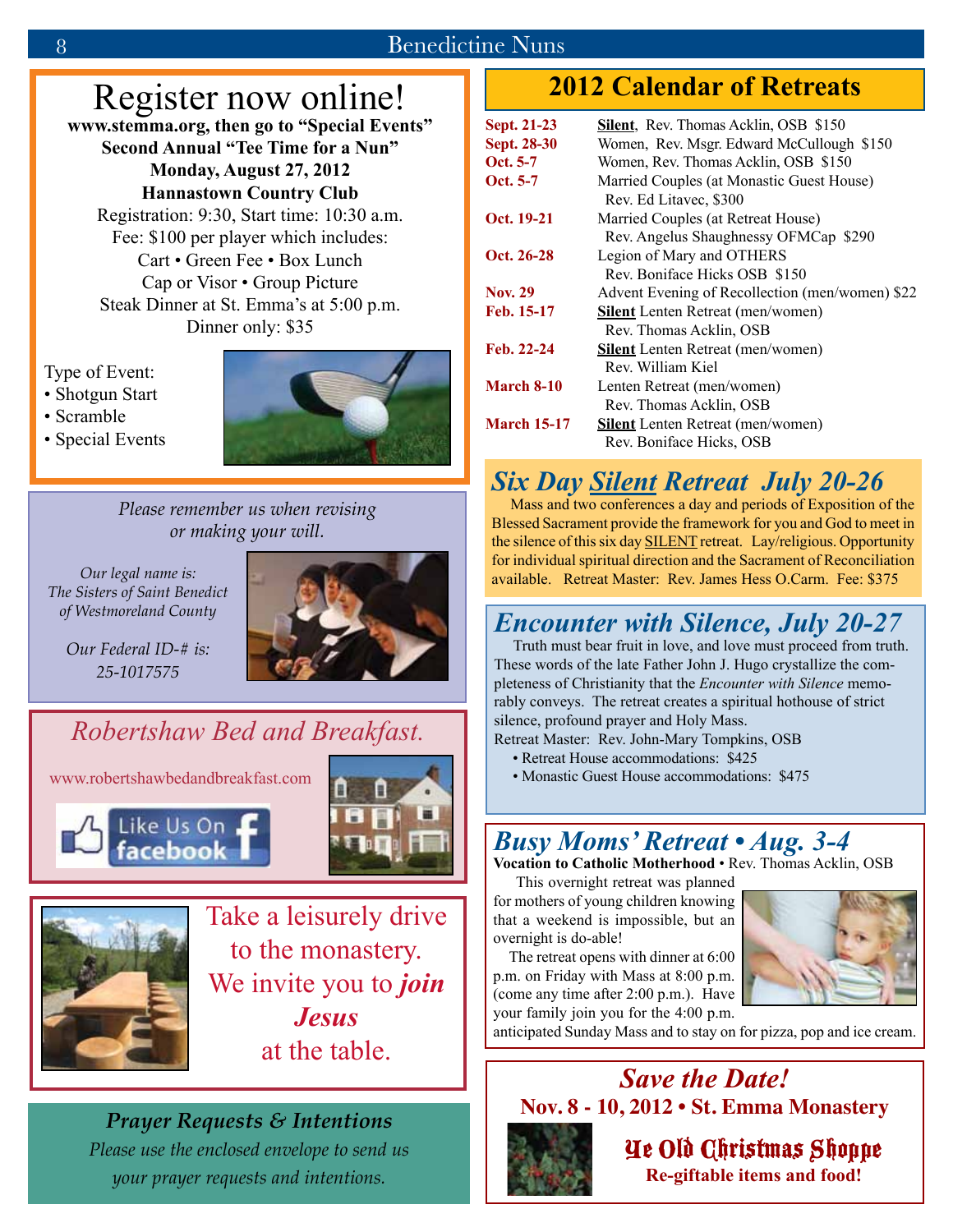# Register now online!

**www.stemma.org, then go to "Special Events"**
**Second Annual "Tee Time for a Nun"**
**Monday, August 27, 2012**
**Hannastown Country Club**

Registration: 9:30, Start time: 10:30 a.m.
Fee: $100 per player which includes:
Cart • Green Fee • Box Lunch
Cap or Visor • Group Picture
Steak Dinner at St. Emma's at 5:00 p.m.
Dinner only: $35

Type of Event:
- Shotgun Start
- Scramble
- Special Events

*Please remember us when revising or making your will.*

*Our legal name is: The Sisters of Saint Benedict of Westmoreland County*

*Our Federal ID-# is: 25-1017575*

## *Robertshaw Bed and Breakfast.*

www.robertshawbedandbreakfast.com

Like Us On facebook

Take a leisurely drive to the monastery. We invite you to ***join Jesus*** at the table.

## *Prayer Requests & Intentions*

*Please use the enclosed envelope to send us your prayer requests and intentions.*

## 2012 Calendar of Retreats

| | |
|---|---|
| **Sept. 21-23** | **Silent**, Rev. Thomas Acklin, OSB $150 |
| **Sept. 28-30** | Women, Rev. Msgr. Edward McCullough $150 |
| **Oct. 5-7** | Women, Rev. Thomas Acklin, OSB $150 |
| **Oct. 5-7** | Married Couples (at Monastic Guest House) Rev. Ed Litavec, $300 |
| **Oct. 19-21** | Married Couples (at Retreat House) Rev. Angelus Shaughnessy OFMCap $290 |
| **Oct. 26-28** | Legion of Mary and OTHERS Rev. Boniface Hicks OSB $150 |
| **Nov. 29** | Advent Evening of Recollection (men/women) $22 |
| **Feb. 15-17** | **Silent** Lenten Retreat (men/women) Rev. Thomas Acklin, OSB |
| **Feb. 22-24** | **Silent** Lenten Retreat (men/women) Rev. William Kiel |
| **March 8-10** | Lenten Retreat (men/women) Rev. Thomas Acklin, OSB |
| **March 15-17** | **Silent** Lenten Retreat (men/women) Rev. Boniface Hicks, OSB |

## *Six Day Silent Retreat July 20-26*

Mass and two conferences a day and periods of Exposition of the Blessed Sacrament provide the framework for you and God to meet in the silence of this six day SILENT retreat. Lay/religious. Opportunity for individual spiritual direction and the Sacrament of Reconciliation available. Retreat Master: Rev. James Hess O.Carm. Fee: $375

## *Encounter with Silence, July 20-27*

Truth must bear fruit in love, and love must proceed from truth. These words of the late Father John J. Hugo crystallize the completeness of Christianity that the *Encounter with Silence* memorably conveys. The retreat creates a spiritual hothouse of strict silence, profound prayer and Holy Mass.

Retreat Master: Rev. John-Mary Tompkins, OSB
- Retreat House accommodations: $425
- Monastic Guest House accommodations: $475

## *Busy Moms' Retreat • Aug. 3-4*

**Vocation to Catholic Motherhood** • Rev. Thomas Acklin, OSB

This overnight retreat was planned for mothers of young children knowing that a weekend is impossible, but an overnight is do-able!

The retreat opens with dinner at 6:00 p.m. on Friday with Mass at 8:00 p.m. (come any time after 2:00 p.m.). Have your family join you for the 4:00 p.m. anticipated Sunday Mass and to stay on for pizza, pop and ice cream.

## *Save the Date!*

**Nov. 8 - 10, 2012 • St. Emma Monastery**

**Ye Old Christmas Shoppe**
**Re-giftable items and food!**